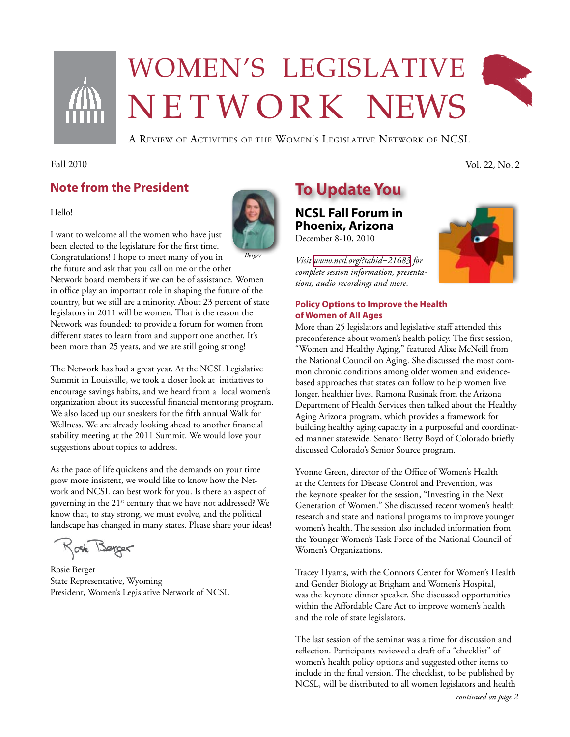# WOMEN'S LEGISLATIVE NETWORK NEWS

A Review of Activities of the Women's Legislative Network of NCSL

Fall 2010

Vol. 22, No. 2

## Note from the President

*Berger*

Hello!

I want to welcome all the women who have just been elected to the legislature for the first time. Congratulations! I hope to meet many of you in the future and ask that you call on me or the other Network board members if we can be of assistance. Women in office play an important role in shaping the future of the country, but we still are a minority. About 23 percent of state legislators in 2011 will be women. That is the reason the Network was founded: to provide a forum for women from different states to learn from and support one another. It's been more than 25 years, and we are still going strong!

The Network has had a great year. At the NCSL Legislative Summit in Louisville, we took a closer look at initiatives to encourage savings habits, and we heard from a local women's organization about its successful financial mentoring program. We also laced up our sneakers for the fifth annual Walk for Wellness. We are already looking ahead to another financial stability meeting at the 2011 Summit. We would love your suggestions about topics to address.

As the pace of life quickens and the demands on your time grow more insistent, we would like to know how the Network and NCSL can best work for you. Is there an aspect of governing in the 21st century that we have not addressed? We know that, to stay strong, we must evolve, and the political landscape has changed in many states. Please share your ideas!

Rosie Berger

Rosie Berger
State Representative, Wyoming
President, Women's Legislative Network of NCSL

## To Update You

### NCSL Fall Forum in Phoenix, Arizona

December 8-10, 2010

*Visit www.ncsl.org/?tabid=21683 for complete session information, presentations, audio recordings and more.*

#### Policy Options to Improve the Health of Women of All Ages

More than 25 legislators and legislative staff attended this preconference about women's health policy. The first session, "Women and Healthy Aging," featured Alixe McNeill from the National Council on Aging. She discussed the most common chronic conditions among older women and evidence-based approaches that states can follow to help women live longer, healthier lives. Ramona Rusinak from the Arizona Department of Health Services then talked about the Healthy Aging Arizona program, which provides a framework for building healthy aging capacity in a purposeful and coordinated manner statewide. Senator Betty Boyd of Colorado briefly discussed Colorado's Senior Source program.

Yvonne Green, director of the Office of Women's Health at the Centers for Disease Control and Prevention, was the keynote speaker for the session, "Investing in the Next Generation of Women." She discussed recent women's health research and state and national programs to improve younger women's health. The session also included information from the Younger Women's Task Force of the National Council of Women's Organizations.

Tracey Hyams, with the Connors Center for Women's Health and Gender Biology at Brigham and Women's Hospital, was the keynote dinner speaker. She discussed opportunities within the Affordable Care Act to improve women's health and the role of state legislators.

The last session of the seminar was a time for discussion and reflection. Participants reviewed a draft of a "checklist" of women's health policy options and suggested other items to include in the final version. The checklist, to be published by NCSL, will be distributed to all women legislators and health

*continued on page 2*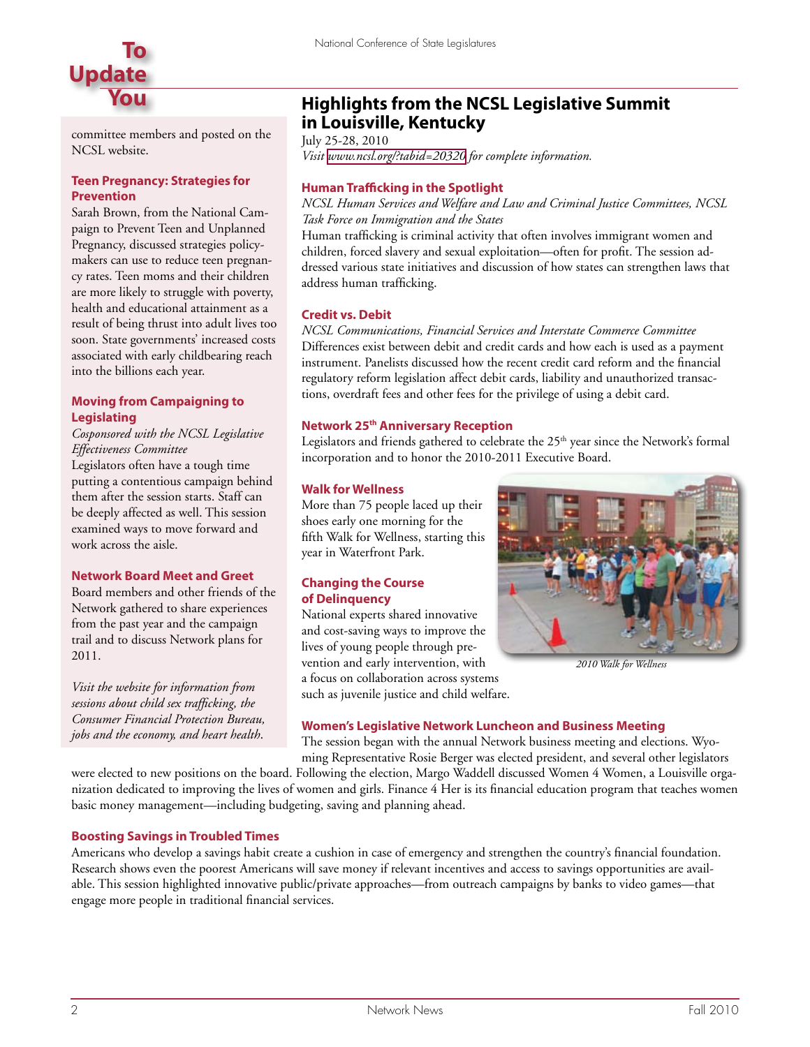# To Update You

committee members and posted on the NCSL website.

### Teen Pregnancy: Strategies for Prevention

Sarah Brown, from the National Campaign to Prevent Teen and Unplanned Pregnancy, discussed strategies policymakers can use to reduce teen pregnancy rates. Teen moms and their children are more likely to struggle with poverty, health and educational attainment as a result of being thrust into adult lives too soon. State governments' increased costs associated with early childbearing reach into the billions each year.

### Moving from Campaigning to Legislating

*Cosponsored with the NCSL Legislative Effectiveness Committee*

Legislators often have a tough time putting a contentious campaign behind them after the session starts. Staff can be deeply affected as well. This session examined ways to move forward and work across the aisle.

### Network Board Meet and Greet

Board members and other friends of the Network gathered to share experiences from the past year and the campaign trail and to discuss Network plans for 2011.

*Visit the website for information from sessions about child sex trafficking, the Consumer Financial Protection Bureau, jobs and the economy, and heart health.*

## Highlights from the NCSL Legislative Summit in Louisville, Kentucky

July 25-28, 2010

*Visit www.ncsl.org/?tabid=20320 for complete information.*

### Human Trafficking in the Spotlight

*NCSL Human Services and Welfare and Law and Criminal Justice Committees, NCSL Task Force on Immigration and the States*

Human trafficking is criminal activity that often involves immigrant women and children, forced slavery and sexual exploitation—often for profit. The session addressed various state initiatives and discussion of how states can strengthen laws that address human trafficking.

### Credit vs. Debit

*NCSL Communications, Financial Services and Interstate Commerce Committee*

Differences exist between debit and credit cards and how each is used as a payment instrument. Panelists discussed how the recent credit card reform and the financial regulatory reform legislation affect debit cards, liability and unauthorized transactions, overdraft fees and other fees for the privilege of using a debit card.

### Network 25th Anniversary Reception

Legislators and friends gathered to celebrate the 25th year since the Network's formal incorporation and to honor the 2010-2011 Executive Board.

### Walk for Wellness

More than 75 people laced up their shoes early one morning for the fifth Walk for Wellness, starting this year in Waterfront Park.

*2010 Walk for Wellness*

### Changing the Course of Delinquency

National experts shared innovative and cost-saving ways to improve the lives of young people through prevention and early intervention, with a focus on collaboration across systems such as juvenile justice and child welfare.

### Women's Legislative Network Luncheon and Business Meeting

The session began with the annual Network business meeting and elections. Wyoming Representative Rosie Berger was elected president, and several other legislators were elected to new positions on the board. Following the election, Margo Waddell discussed Women 4 Women, a Louisville organization dedicated to improving the lives of women and girls. Finance 4 Her is its financial education program that teaches women basic money management—including budgeting, saving and planning ahead.

### Boosting Savings in Troubled Times

Americans who develop a savings habit create a cushion in case of emergency and strengthen the country's financial foundation. Research shows even the poorest Americans will save money if relevant incentives and access to savings opportunities are available. This session highlighted innovative public/private approaches—from outreach campaigns by banks to video games—that engage more people in traditional financial services.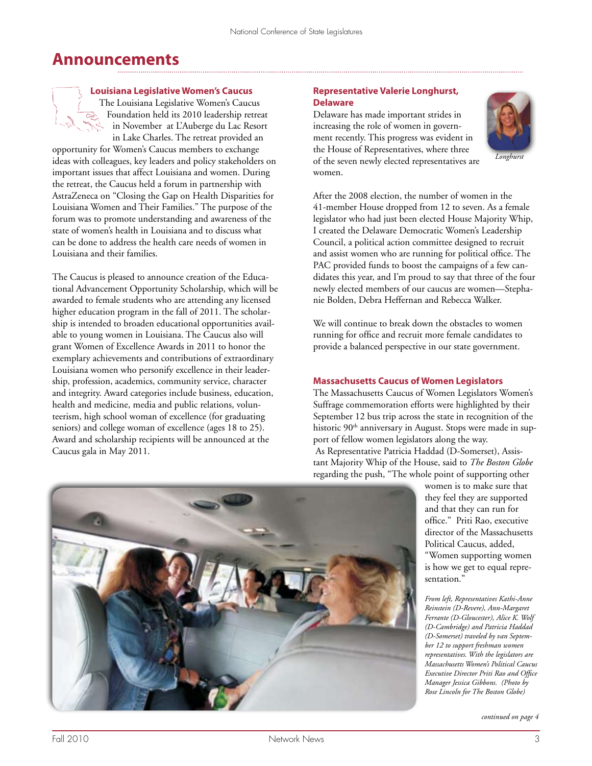# Announcements

### Louisiana Legislative Women's Caucus

The Louisiana Legislative Women's Caucus Foundation held its 2010 leadership retreat in November at L'Auberge du Lac Resort in Lake Charles. The retreat provided an opportunity for Women's Caucus members to exchange ideas with colleagues, key leaders and policy stakeholders on important issues that affect Louisiana and women. During the retreat, the Caucus held a forum in partnership with AstraZeneca on "Closing the Gap on Health Disparities for Louisiana Women and Their Families." The purpose of the forum was to promote understanding and awareness of the state of women's health in Louisiana and to discuss what can be done to address the health care needs of women in Louisiana and their families.

The Caucus is pleased to announce creation of the Educational Advancement Opportunity Scholarship, which will be awarded to female students who are attending any licensed higher education program in the fall of 2011. The scholarship is intended to broaden educational opportunities available to young women in Louisiana. The Caucus also will grant Women of Excellence Awards in 2011 to honor the exemplary achievements and contributions of extraordinary Louisiana women who personify excellence in their leadership, profession, academics, community service, character and integrity. Award categories include business, education, health and medicine, media and public relations, volunteerism, high school woman of excellence (for graduating seniors) and college woman of excellence (ages 18 to 25). Award and scholarship recipients will be announced at the Caucus gala in May 2011.

### Representative Valerie Longhurst, Delaware

Delaware has made important strides in increasing the role of women in government recently. This progress was evident in the House of Representatives, where three of the seven newly elected representatives are women.

*Longhurst*

After the 2008 election, the number of women in the 41-member House dropped from 12 to seven. As a female legislator who had just been elected House Majority Whip, I created the Delaware Democratic Women's Leadership Council, a political action committee designed to recruit and assist women who are running for political office. The PAC provided funds to boost the campaigns of a few candidates this year, and I'm proud to say that three of the four newly elected members of our caucus are women—Stephanie Bolden, Debra Heffernan and Rebecca Walker.

We will continue to break down the obstacles to women running for office and recruit more female candidates to provide a balanced perspective in our state government.

### Massachusetts Caucus of Women Legislators

The Massachusetts Caucus of Women Legislators Women's Suffrage commemoration efforts were highlighted by their September 12 bus trip across the state in recognition of the historic 90th anniversary in August. Stops were made in support of fellow women legislators along the way.

As Representative Patricia Haddad (D-Somerset), Assistant Majority Whip of the House, said to *The Boston Globe* regarding the push, "The whole point of supporting other women is to make sure that they feel they are supported and that they can run for office." Priti Rao, executive director of the Massachusetts Political Caucus, added, "Women supporting women is how we get to equal representation."

*From left, Representatives Kathi-Anne Reinstein (D-Revere), Ann-Margaret Ferrante (D-Gloucester), Alice K. Wolf (D-Cambridge) and Patricia Haddad (D-Somerset) traveled by van September 12 to support freshman women representatives. With the legislators are Massachusetts Women's Political Caucus Executive Director Priti Rao and Office Manager Jessica Gibbons. (Photo by Rose Lincoln for The Boston Globe)*

*continued on page 4*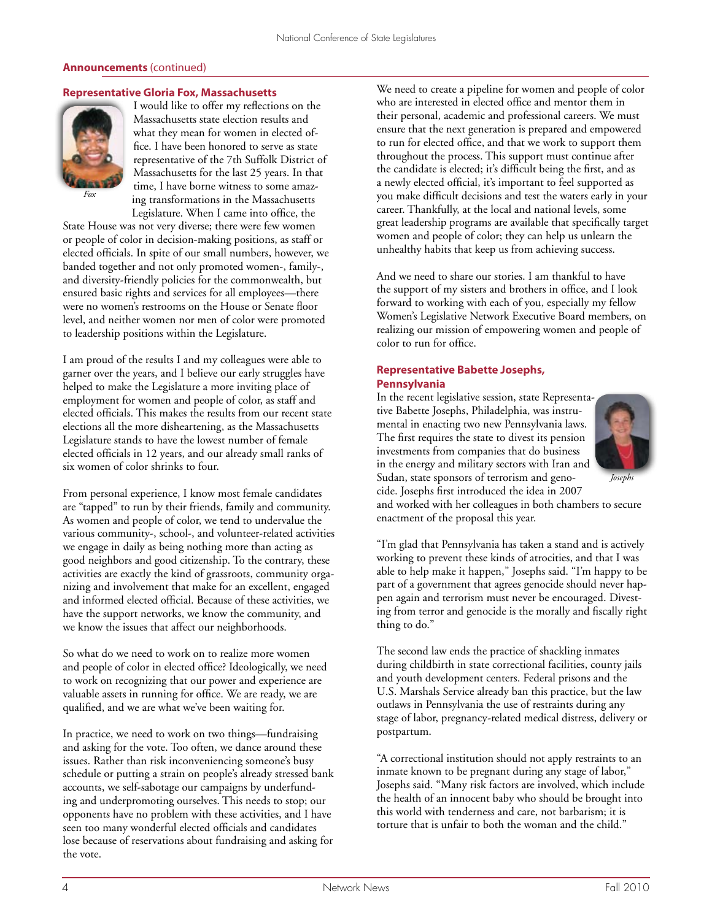**Announcements** (continued)

### Representative Gloria Fox, Massachusetts

*Fox*

I would like to offer my reflections on the Massachusetts state election results and what they mean for women in elected office. I have been honored to serve as state representative of the 7th Suffolk District of Massachusetts for the last 25 years. In that time, I have borne witness to some amazing transformations in the Massachusetts Legislature. When I came into office, the State House was not very diverse; there were few women or people of color in decision-making positions, as staff or elected officials. In spite of our small numbers, however, we banded together and not only promoted women-, family-, and diversity-friendly policies for the commonwealth, but ensured basic rights and services for all employees—there were no women's restrooms on the House or Senate floor level, and neither women nor men of color were promoted to leadership positions within the Legislature.

I am proud of the results I and my colleagues were able to garner over the years, and I believe our early struggles have helped to make the Legislature a more inviting place of employment for women and people of color, as staff and elected officials. This makes the results from our recent state elections all the more disheartening, as the Massachusetts Legislature stands to have the lowest number of female elected officials in 12 years, and our already small ranks of six women of color shrinks to four.

From personal experience, I know most female candidates are "tapped" to run by their friends, family and community. As women and people of color, we tend to undervalue the various community-, school-, and volunteer-related activities we engage in daily as being nothing more than acting as good neighbors and good citizenship. To the contrary, these activities are exactly the kind of grassroots, community organizing and involvement that make for an excellent, engaged and informed elected official. Because of these activities, we have the support networks, we know the community, and we know the issues that affect our neighborhoods.

So what do we need to work on to realize more women and people of color in elected office? Ideologically, we need to work on recognizing that our power and experience are valuable assets in running for office. We are ready, we are qualified, and we are what we've been waiting for.

In practice, we need to work on two things—fundraising and asking for the vote. Too often, we dance around these issues. Rather than risk inconveniencing someone's busy schedule or putting a strain on people's already stressed bank accounts, we self-sabotage our campaigns by underfunding and underpromoting ourselves. This needs to stop; our opponents have no problem with these activities, and I have seen too many wonderful elected officials and candidates lose because of reservations about fundraising and asking for the vote.

We need to create a pipeline for women and people of color who are interested in elected office and mentor them in their personal, academic and professional careers. We must ensure that the next generation is prepared and empowered to run for elected office, and that we work to support them throughout the process. This support must continue after the candidate is elected; it's difficult being the first, and as a newly elected official, it's important to feel supported as you make difficult decisions and test the waters early in your career. Thankfully, at the local and national levels, some great leadership programs are available that specifically target women and people of color; they can help us unlearn the unhealthy habits that keep us from achieving success.

And we need to share our stories. I am thankful to have the support of my sisters and brothers in office, and I look forward to working with each of you, especially my fellow Women's Legislative Network Executive Board members, on realizing our mission of empowering women and people of color to run for office.

### Representative Babette Josephs, Pennsylvania

*Josephs*

In the recent legislative session, state Representative Babette Josephs, Philadelphia, was instrumental in enacting two new Pennsylvania laws. The first requires the state to divest its pension investments from companies that do business in the energy and military sectors with Iran and Sudan, state sponsors of terrorism and genocide. Josephs first introduced the idea in 2007 and worked with her colleagues in both chambers to secure enactment of the proposal this year.

"I'm glad that Pennsylvania has taken a stand and is actively working to prevent these kinds of atrocities, and that I was able to help make it happen," Josephs said. "I'm happy to be part of a government that agrees genocide should never happen again and terrorism must never be encouraged. Divesting from terror and genocide is the morally and fiscally right thing to do."

The second law ends the practice of shackling inmates during childbirth in state correctional facilities, county jails and youth development centers. Federal prisons and the U.S. Marshals Service already ban this practice, but the law outlaws in Pennsylvania the use of restraints during any stage of labor, pregnancy-related medical distress, delivery or postpartum.

"A correctional institution should not apply restraints to an inmate known to be pregnant during any stage of labor," Josephs said. "Many risk factors are involved, which include the health of an innocent baby who should be brought into this world with tenderness and care, not barbarism; it is torture that is unfair to both the woman and the child."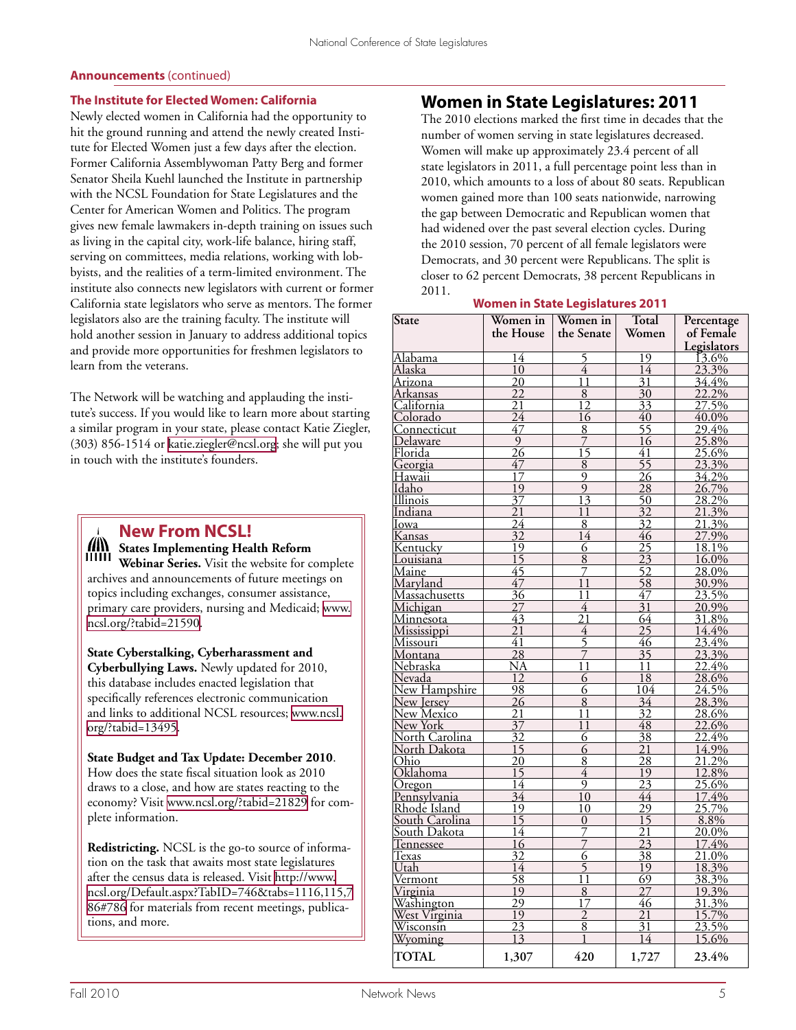**Announcements** (continued)

### The Institute for Elected Women: California

Newly elected women in California had the opportunity to hit the ground running and attend the newly created Institute for Elected Women just a few days after the election. Former California Assemblywoman Patty Berg and former Senator Sheila Kuehl launched the Institute in partnership with the NCSL Foundation for State Legislatures and the Center for American Women and Politics. The program gives new female lawmakers in-depth training on issues such as living in the capital city, work-life balance, hiring staff, serving on committees, media relations, working with lobbyists, and the realities of a term-limited environment. The institute also connects new legislators with current or former California state legislators who serve as mentors. The former legislators also are the training faculty. The institute will hold another session in January to address additional topics and provide more opportunities for freshmen legislators to learn from the veterans.

The Network will be watching and applauding the institute's success. If you would like to learn more about starting a similar program in your state, please contact Katie Ziegler, (303) 856-1514 or katie.ziegler@ncsl.org; she will put you in touch with the institute's founders.

## New From NCSL!

**States Implementing Health Reform Webinar Series.** Visit the website for complete archives and announcements of future meetings on topics including exchanges, consumer assistance, primary care providers, nursing and Medicaid; www.ncsl.org/?tabid=21590.

**State Cyberstalking, Cyberharassment and Cyberbullying Laws.** Newly updated for 2010, this database includes enacted legislation that specifically references electronic communication and links to additional NCSL resources; www.ncsl.org/?tabid=13495.

**State Budget and Tax Update: December 2010**. How does the state fiscal situation look as 2010 draws to a close, and how are states reacting to the economy? Visit www.ncsl.org/?tabid=21829 for complete information.

**Redistricting.** NCSL is the go-to source of information on the task that awaits most state legislatures after the census data is released. Visit http://www.ncsl.org/Default.aspx?TabID=746&tabs=1116,115,786#786 for materials from recent meetings, publications, and more.

## Women in State Legislatures: 2011

The 2010 elections marked the first time in decades that the number of women serving in state legislatures decreased. Women will make up approximately 23.4 percent of all state legislators in 2011, a full percentage point less than in 2010, which amounts to a loss of about 80 seats. Republican women gained more than 100 seats nationwide, narrowing the gap between Democratic and Republican women that had widened over the past several election cycles. During the 2010 session, 70 percent of all female legislators were Democrats, and 30 percent were Republicans. The split is closer to 62 percent Democrats, 38 percent Republicans in 2011.

**Women in State Legislatures 2011**

| State | Women in the House | Women in the Senate | Total Women | Percentage of Female Legislators |
|---|---|---|---|---|
| Alabama | 14 | 5 | 19 | 13.6% |
| Alaska | 10 | 4 | 14 | 23.3% |
| Arizona | 20 | 11 | 31 | 34.4% |
| Arkansas | 22 | 8 | 30 | 22.2% |
| California | 21 | 12 | 33 | 27.5% |
| Colorado | 24 | 16 | 40 | 40.0% |
| Connecticut | 47 | 8 | 55 | 29.4% |
| Delaware | 9 | 7 | 16 | 25.8% |
| Florida | 26 | 15 | 41 | 25.6% |
| Georgia | 47 | 8 | 55 | 23.3% |
| Hawaii | 17 | 9 | 26 | 34.2% |
| Idaho | 19 | 9 | 28 | 26.7% |
| Illinois | 37 | 13 | 50 | 28.2% |
| Indiana | 21 | 11 | 32 | 21.3% |
| Iowa | 24 | 8 | 32 | 21.3% |
| Kansas | 32 | 14 | 46 | 27.9% |
| Kentucky | 19 | 6 | 25 | 18.1% |
| Louisiana | 15 | 8 | 23 | 16.0% |
| Maine | 45 | 7 | 52 | 28.0% |
| Maryland | 47 | 11 | 58 | 30.9% |
| Massachusetts | 36 | 11 | 47 | 23.5% |
| Michigan | 27 | 4 | 31 | 20.9% |
| Minnesota | 43 | 21 | 64 | 31.8% |
| Mississippi | 21 | 4 | 25 | 14.4% |
| Missouri | 41 | 5 | 46 | 23.4% |
| Montana | 28 | 7 | 35 | 23.3% |
| Nebraska | NA | 11 | 11 | 22.4% |
| Nevada | 12 | 6 | 18 | 28.6% |
| New Hampshire | 98 | 6 | 104 | 24.5% |
| New Jersey | 26 | 8 | 34 | 28.3% |
| New Mexico | 21 | 11 | 32 | 28.6% |
| New York | 37 | 11 | 48 | 22.6% |
| North Carolina | 32 | 6 | 38 | 22.4% |
| North Dakota | 15 | 6 | 21 | 14.9% |
| Ohio | 20 | 8 | 28 | 21.2% |
| Oklahoma | 15 | 4 | 19 | 12.8% |
| Oregon | 14 | 9 | 23 | 25.6% |
| Pennsylvania | 34 | 10 | 44 | 17.4% |
| Rhode Island | 19 | 10 | 29 | 25.7% |
| South Carolina | 15 | 0 | 15 | 8.8% |
| South Dakota | 14 | 7 | 21 | 20.0% |
| Tennessee | 16 | 7 | 23 | 17.4% |
| Texas | 32 | 6 | 38 | 21.0% |
| Utah | 14 | 5 | 19 | 18.3% |
| Vermont | 58 | 11 | 69 | 38.3% |
| Virginia | 19 | 8 | 27 | 19.3% |
| Washington | 29 | 17 | 46 | 31.3% |
| West Virginia | 19 | 2 | 21 | 15.7% |
| Wisconsin | 23 | 8 | 31 | 23.5% |
| Wyoming | 13 | 1 | 14 | 15.6% |
| **TOTAL** | **1,307** | **420** | **1,727** | **23.4%** |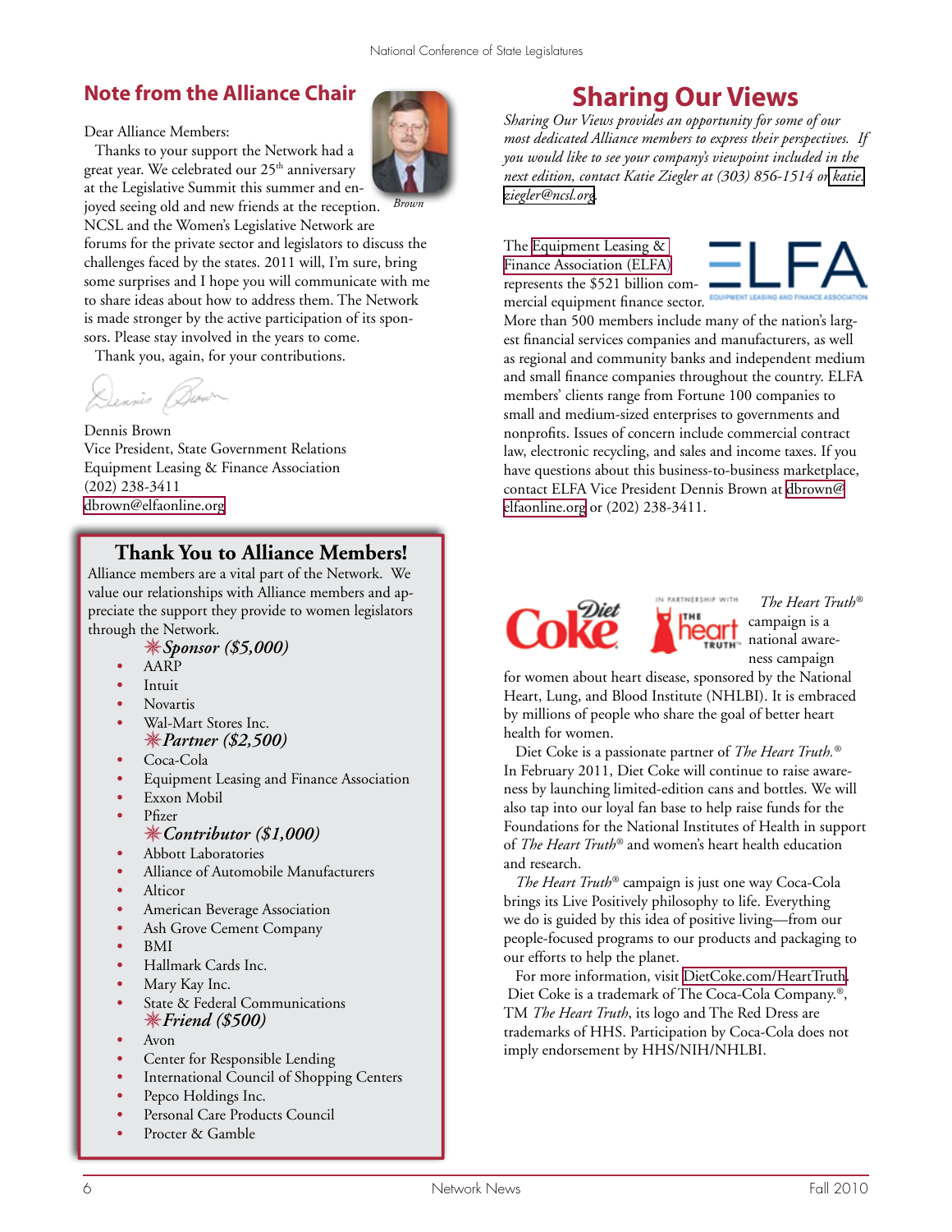## Note from the Alliance Chair

Brown

Dear Alliance Members:

Thanks to your support the Network had a great year. We celebrated our 25th anniversary at the Legislative Summit this summer and enjoyed seeing old and new friends at the reception. NCSL and the Women's Legislative Network are forums for the private sector and legislators to discuss the challenges faced by the states. 2011 will, I'm sure, bring some surprises and I hope you will communicate with me to share ideas about how to address them. The Network is made stronger by the active participation of its sponsors. Please stay involved in the years to come.

Thank you, again, for your contributions.

Dennis Brown
Vice President, State Government Relations
Equipment Leasing & Finance Association
(202) 238-3411
dbrown@elfaonline.org

### Thank You to Alliance Members!

Alliance members are a vital part of the Network. We value our relationships with Alliance members and appreciate the support they provide to women legislators through the Network.

***Sponsor ($5,000)***

- AARP
- Intuit
- Novartis
- Wal-Mart Stores Inc.

***Partner ($2,500)***

- Coca-Cola
- Equipment Leasing and Finance Association
- Exxon Mobil
- Pfizer

***Contributor ($1,000)***

- Abbott Laboratories
- Alliance of Automobile Manufacturers
- Alticor
- American Beverage Association
- Ash Grove Cement Company
- BMI
- Hallmark Cards Inc.
- Mary Kay Inc.
- State & Federal Communications

***Friend ($500)***

- Avon
- Center for Responsible Lending
- International Council of Shopping Centers
- Pepco Holdings Inc.
- Personal Care Products Council
- Procter & Gamble

## Sharing Our Views

*Sharing Our Views provides an opportunity for some of our most dedicated Alliance members to express their perspectives. If you would like to see your company's viewpoint included in the next edition, contact Katie Ziegler at (303) 856-1514 or katie.ziegler@ncsl.org.*

The Equipment Leasing & Finance Association (ELFA) represents the $521 billion commercial equipment finance sector. More than 500 members include many of the nation's largest financial services companies and manufacturers, as well as regional and community banks and independent medium and small finance companies throughout the country. ELFA members' clients range from Fortune 100 companies to small and medium-sized enterprises to governments and nonprofits. Issues of concern include commercial contract law, electronic recycling, and sales and income taxes. If you have questions about this business-to-business marketplace, contact ELFA Vice President Dennis Brown at dbrown@elfaonline.org or (202) 238-3411.

*The Heart Truth*® campaign is a national awareness campaign for women about heart disease, sponsored by the National Heart, Lung, and Blood Institute (NHLBI). It is embraced by millions of people who share the goal of better heart health for women.

Diet Coke is a passionate partner of *The Heart Truth.*® In February 2011, Diet Coke will continue to raise awareness by launching limited-edition cans and bottles. We will also tap into our loyal fan base to help raise funds for the Foundations for the National Institutes of Health in support of *The Heart Truth*® and women's heart health education and research.

*The Heart Truth*® campaign is just one way Coca-Cola brings its Live Positively philosophy to life. Everything we do is guided by this idea of positive living—from our people-focused programs to our products and packaging to our efforts to help the planet.

For more information, visit DietCoke.com/HeartTruth. Diet Coke is a trademark of The Coca-Cola Company.®, TM *The Heart Truth*, its logo and The Red Dress are trademarks of HHS. Participation by Coca-Cola does not imply endorsement by HHS/NIH/NHLBI.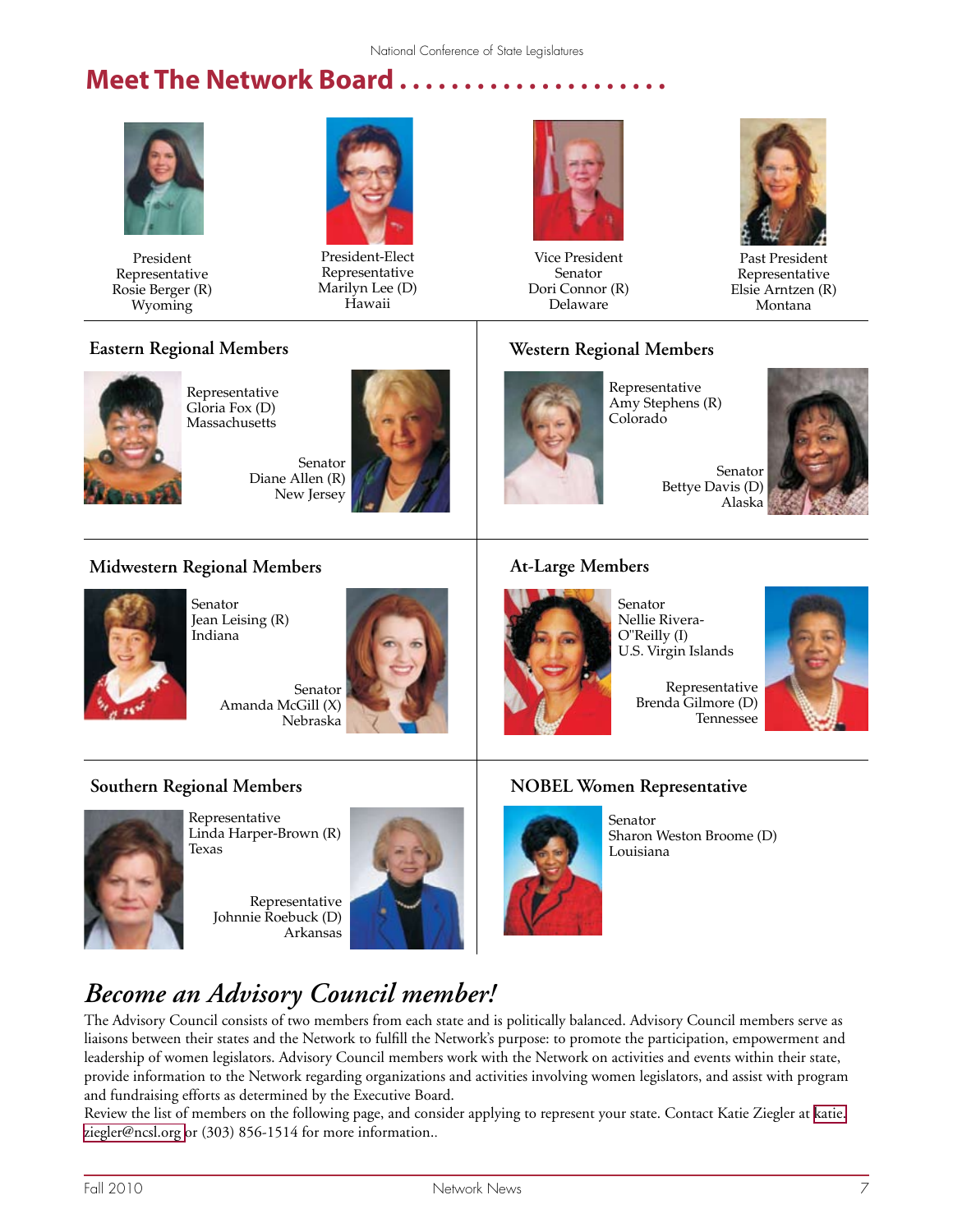## Meet The Network Board

President
Representative
Rosie Berger (R)
Wyoming

President-Elect
Representative
Marilyn Lee (D)
Hawaii

Vice President
Senator
Dori Connor (R)
Delaware

Past President
Representative
Elsie Arntzen (R)
Montana

### Eastern Regional Members

Representative
Gloria Fox (D)
Massachusetts

Senator
Diane Allen (R)
New Jersey

### Western Regional Members

Representative
Amy Stephens (R)
Colorado

Senator
Bettye Davis (D)
Alaska

### Midwestern Regional Members

Senator
Jean Leising (R)
Indiana

Senator
Amanda McGill (X)
Nebraska

### At-Large Members

Senator
Nellie Rivera-O'Reilly (I)
U.S. Virgin Islands

Representative
Brenda Gilmore (D)
Tennessee

### Southern Regional Members

Representative
Linda Harper-Brown (R)
Texas

Representative
Johnnie Roebuck (D)
Arkansas

### NOBEL Women Representative

Senator
Sharon Weston Broome (D)
Louisiana

## *Become an Advisory Council member!*

The Advisory Council consists of two members from each state and is politically balanced. Advisory Council members serve as liaisons between their states and the Network to fulfill the Network's purpose: to promote the participation, empowerment and leadership of women legislators. Advisory Council members work with the Network on activities and events within their state, provide information to the Network regarding organizations and activities involving women legislators, and assist with program and fundraising efforts as determined by the Executive Board.

Review the list of members on the following page, and consider applying to represent your state. Contact Katie Ziegler at katie.ziegler@ncsl.org or (303) 856-1514 for more information..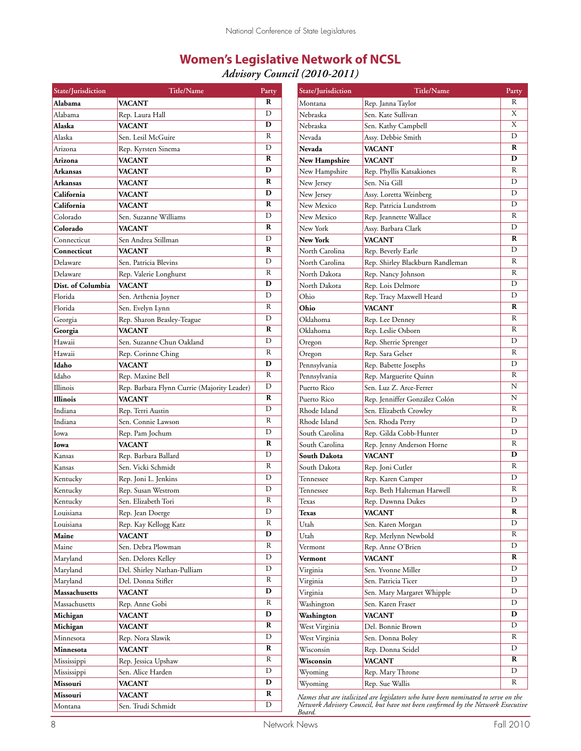## Women's Legislative Network of NCSL

*Advisory Council (2010-2011)*

| State/Jurisdiction | Title/Name | Party |
|---|---|---|
| **Alabama** | **VACANT** | **R** |
| Alabama | Rep. Laura Hall | D |
| **Alaska** | **VACANT** | **D** |
| Alaska | Sen. Lesil McGuire | R |
| Arizona | Rep. Kyrsten Sinema | D |
| **Arizona** | **VACANT** | **R** |
| **Arkansas** | **VACANT** | **D** |
| **Arkansas** | **VACANT** | **R** |
| **California** | **VACANT** | **D** |
| **California** | **VACANT** | **R** |
| Colorado | Sen. Suzanne Williams | D |
| **Colorado** | **VACANT** | **R** |
| Connecticut | Sen Andrea Stillman | D |
| **Connecticut** | **VACANT** | **R** |
| Delaware | Sen. Patricia Blevins | D |
| Delaware | Rep. Valerie Longhurst | R |
| **Dist. of Columbia** | **VACANT** | **D** |
| Florida | Sen. Arthenia Joyner | D |
| Florida | Sen. Evelyn Lynn | R |
| Georgia | Rep. Sharon Beasley-Teague | D |
| **Georgia** | **VACANT** | **R** |
| Hawaii | Sen. Suzanne Chun Oakland | D |
| Hawaii | Rep. Corinne Ching | R |
| **Idaho** | **VACANT** | **D** |
| Idaho | Rep. Maxine Bell | R |
| Illinois | Rep. Barbara Flynn Currie (Majority Leader) | D |
| **Illinois** | **VACANT** | **R** |
| Indiana | Rep. Terri Austin | D |
| Indiana | Sen. Connie Lawson | R |
| Iowa | Rep. Pam Jochum | D |
| **Iowa** | **VACANT** | **R** |
| Kansas | Rep. Barbara Ballard | D |
| Kansas | Sen. Vicki Schmidt | R |
| Kentucky | Rep. Joni L. Jenkins | D |
| Kentucky | Rep. Susan Westrom | D |
| Kentucky | Sen. Elizabeth Tori | R |
| Louisiana | Rep. Jean Doerge | D |
| Louisiana | Rep. Kay Kellogg Katz | R |
| **Maine** | **VACANT** | **D** |
| Maine | Sen. Debra Plowman | R |
| Maryland | Sen. Delores Kelley | D |
| Maryland | Del. Shirley Nathan-Pulliam | D |
| Maryland | Del. Donna Stifler | R |
| **Massachusetts** | **VACANT** | **D** |
| Massachusetts | Rep. Anne Gobi | R |
| **Michigan** | **VACANT** | **D** |
| **Michigan** | **VACANT** | **R** |
| Minnesota | Rep. Nora Slawik | D |
| **Minnesota** | **VACANT** | **R** |
| Mississippi | Rep. Jessica Upshaw | R |
| Mississippi | Sen. Alice Harden | D |
| **Missouri** | **VACANT** | **D** |
| **Missouri** | **VACANT** | **R** |
| Montana | Sen. Trudi Schmidt | D |
| Montana | Rep. Janna Taylor | R |
| Nebraska | Sen. Kate Sullivan | X |
| Nebraska | Sen. Kathy Campbell | X |
| Nevada | Assy. Debbie Smith | D |
| **Nevada** | **VACANT** | **R** |
| **New Hampshire** | **VACANT** | **D** |
| New Hampshire | Rep. Phyllis Katsakiones | R |
| New Jersey | Sen. Nia Gill | D |
| New Jersey | Assy. Loretta Weinberg | D |
| New Mexico | Rep. Patricia Lundstrom | D |
| New Mexico | Rep. Jeannette Wallace | R |
| New York | Assy. Barbara Clark | D |
| **New York** | **VACANT** | **R** |
| North Carolina | Rep. Beverly Earle | D |
| North Carolina | Rep. Shirley Blackburn Randleman | R |
| North Dakota | Rep. Nancy Johnson | R |
| North Dakota | Rep. Lois Delmore | D |
| Ohio | Rep. Tracy Maxwell Heard | D |
| **Ohio** | **VACANT** | **R** |
| Oklahoma | Rep. Lee Denney | R |
| Oklahoma | Rep. Leslie Osborn | R |
| Oregon | Rep. Sherrie Sprenger | D |
| Oregon | Rep. Sara Gelser | R |
| Pennsylvania | Rep. Babette Josephs | D |
| Pennsylvania | Rep. Marguerite Quinn | R |
| Puerto Rico | Sen. Luz Z. Arce-Ferrer | N |
| Puerto Rico | Rep. Jenniffer González Colón | N |
| Rhode Island | Sen. Elizabeth Crowley | R |
| Rhode Island | Sen. Rhoda Perry | D |
| South Carolina | Rep. Gilda Cobb-Hunter | D |
| South Carolina | Rep. Jenny Anderson Horne | R |
| **South Dakota** | **VACANT** | **D** |
| South Dakota | Rep. Joni Cutler | R |
| Tennessee | Rep. Karen Camper | D |
| Tennessee | Rep. Beth Halteman Harwell | R |
| Texas | Rep. Dawnna Dukes | D |
| **Texas** | **VACANT** | **R** |
| Utah | Sen. Karen Morgan | D |
| Utah | Rep. Merlynn Newbold | R |
| Vermont | Rep. Anne O'Brien | D |
| **Vermont** | **VACANT** | **R** |
| Virginia | Sen. Yvonne Miller | D |
| Virginia | Sen. Patricia Ticer | D |
| Virginia | Sen. Mary Margaret Whipple | D |
| Washington | Sen. Karen Fraser | D |
| **Washington** | **VACANT** | **D** |
| West Virginia | Del. Bonnie Brown | D |
| West Virginia | Sen. Donna Boley | R |
| Wisconsin | Rep. Donna Seidel | D |
| **Wisconsin** | **VACANT** | **R** |
| Wyoming | Rep. Mary Throne | D |
| Wyoming | Rep. Sue Wallis | R |

*Names that are italicized are legislators who have been nominated to serve on the Network Advisory Council, but have not been confirmed by the Network Executive Board.*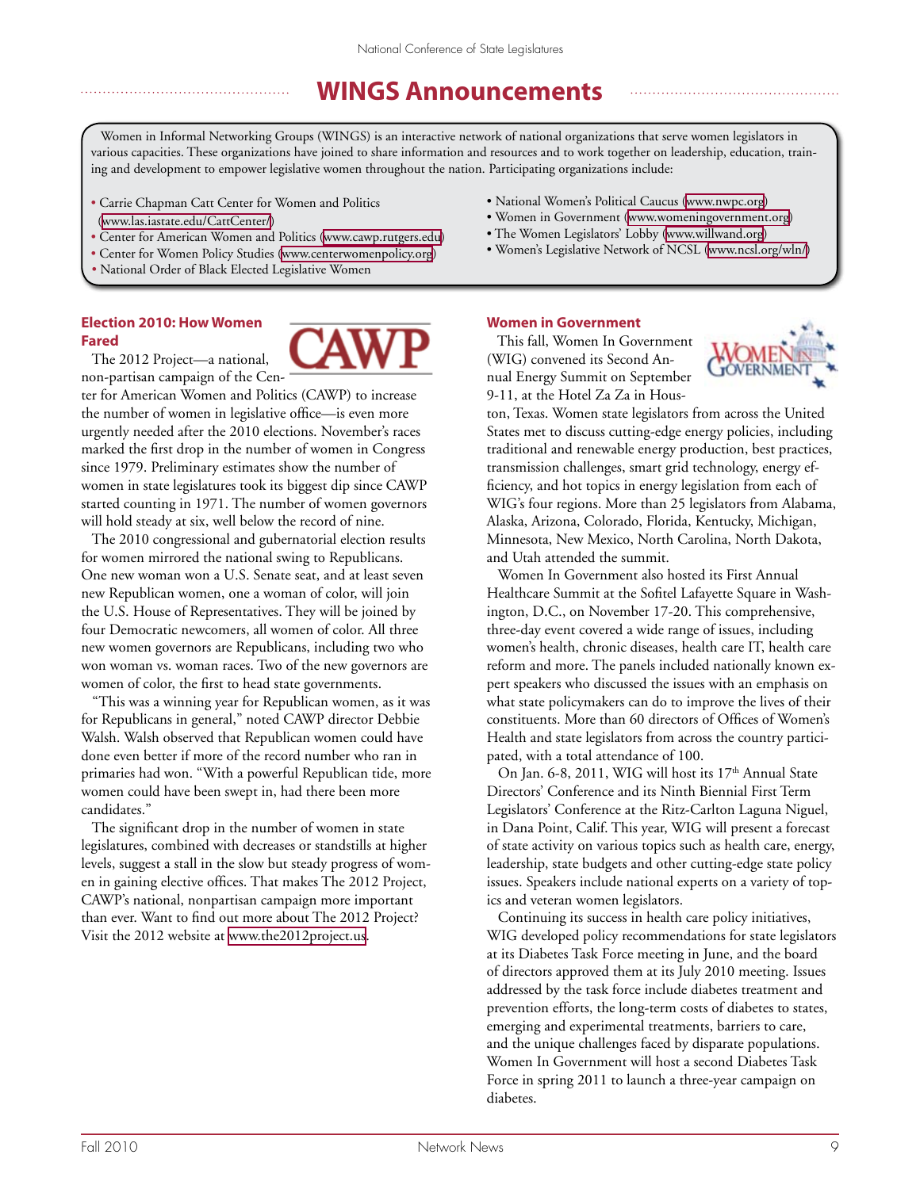# WINGS Announcements

Women in Informal Networking Groups (WINGS) is an interactive network of national organizations that serve women legislators in various capacities. These organizations have joined to share information and resources and to work together on leadership, education, training and development to empower legislative women throughout the nation. Participating organizations include:

- Carrie Chapman Catt Center for Women and Politics (www.las.iastate.edu/CattCenter/)
- Center for American Women and Politics (www.cawp.rutgers.edu)
- Center for Women Policy Studies (www.centerwomenpolicy.org)
- National Order of Black Elected Legislative Women
- National Women's Political Caucus (www.nwpc.org)
- Women in Government (www.womeningovernment.org)
- The Women Legislators' Lobby (www.willwand.org)
- Women's Legislative Network of NCSL (www.ncsl.org/wln/)

## Election 2010: How Women Fared

The 2012 Project—a national, non-partisan campaign of the Center for American Women and Politics (CAWP) to increase the number of women in legislative office—is even more urgently needed after the 2010 elections. November's races marked the first drop in the number of women in Congress since 1979. Preliminary estimates show the number of women in state legislatures took its biggest dip since CAWP started counting in 1971. The number of women governors will hold steady at six, well below the record of nine.

The 2010 congressional and gubernatorial election results for women mirrored the national swing to Republicans. One new woman won a U.S. Senate seat, and at least seven new Republican women, one a woman of color, will join the U.S. House of Representatives. They will be joined by four Democratic newcomers, all women of color. All three new women governors are Republicans, including two who won woman vs. woman races. Two of the new governors are women of color, the first to head state governments.

"This was a winning year for Republican women, as it was for Republicans in general," noted CAWP director Debbie Walsh. Walsh observed that Republican women could have done even better if more of the record number who ran in primaries had won. "With a powerful Republican tide, more women could have been swept in, had there been more candidates."

The significant drop in the number of women in state legislatures, combined with decreases or standstills at higher levels, suggest a stall in the slow but steady progress of women in gaining elective offices. That makes The 2012 Project, CAWP's national, nonpartisan campaign more important than ever. Want to find out more about The 2012 Project? Visit the 2012 website at www.the2012project.us.

## Women in Government

This fall, Women In Government (WIG) convened its Second Annual Energy Summit on September 9-11, at the Hotel Za Za in Houston, Texas. Women state legislators from across the United States met to discuss cutting-edge energy policies, including traditional and renewable energy production, best practices, transmission challenges, smart grid technology, energy efficiency, and hot topics in energy legislation from each of WIG's four regions. More than 25 legislators from Alabama, Alaska, Arizona, Colorado, Florida, Kentucky, Michigan, Minnesota, New Mexico, North Carolina, North Dakota, and Utah attended the summit.

Women In Government also hosted its First Annual Healthcare Summit at the Sofitel Lafayette Square in Washington, D.C., on November 17-20. This comprehensive, three-day event covered a wide range of issues, including women's health, chronic diseases, health care IT, health care reform and more. The panels included nationally known expert speakers who discussed the issues with an emphasis on what state policymakers can do to improve the lives of their constituents. More than 60 directors of Offices of Women's Health and state legislators from across the country participated, with a total attendance of 100.

On Jan. 6-8, 2011, WIG will host its 17th Annual State Directors' Conference and its Ninth Biennial First Term Legislators' Conference at the Ritz-Carlton Laguna Niguel, in Dana Point, Calif. This year, WIG will present a forecast of state activity on various topics such as health care, energy, leadership, state budgets and other cutting-edge state policy issues. Speakers include national experts on a variety of topics and veteran women legislators.

Continuing its success in health care policy initiatives, WIG developed policy recommendations for state legislators at its Diabetes Task Force meeting in June, and the board of directors approved them at its July 2010 meeting. Issues addressed by the task force include diabetes treatment and prevention efforts, the long-term costs of diabetes to states, emerging and experimental treatments, barriers to care, and the unique challenges faced by disparate populations. Women In Government will host a second Diabetes Task Force in spring 2011 to launch a three-year campaign on diabetes.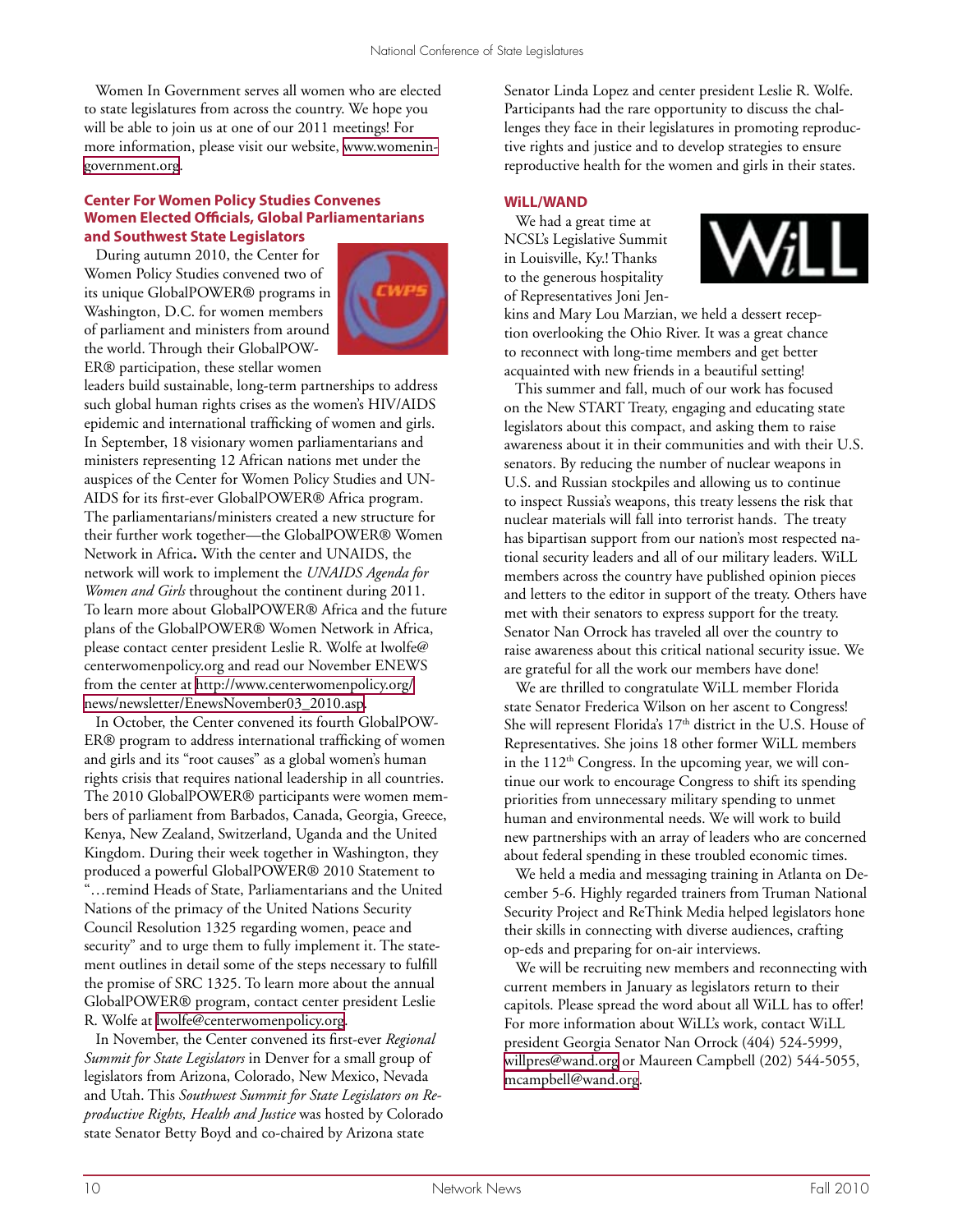Women In Government serves all women who are elected to state legislatures from across the country. We hope you will be able to join us at one of our 2011 meetings! For more information, please visit our website, www.womeningovernment.org.

### Center For Women Policy Studies Convenes Women Elected Officials, Global Parliamentarians and Southwest State Legislators

During autumn 2010, the Center for Women Policy Studies convened two of its unique GlobalPOWER® programs in Washington, D.C. for women members of parliament and ministers from around the world. Through their GlobalPOWER® participation, these stellar women leaders build sustainable, long-term partnerships to address such global human rights crises as the women's HIV/AIDS epidemic and international trafficking of women and girls. In September, 18 visionary women parliamentarians and ministers representing 12 African nations met under the auspices of the Center for Women Policy Studies and UNAIDS for its first-ever GlobalPOWER® Africa program. The parliamentarians/ministers created a new structure for their further work together—the GlobalPOWER® Women Network in Africa**.** With the center and UNAIDS, the network will work to implement the *UNAIDS Agenda for Women and Girls* throughout the continent during 2011. To learn more about GlobalPOWER® Africa and the future plans of the GlobalPOWER® Women Network in Africa, please contact center president Leslie R. Wolfe at lwolfe@centerwomenpolicy.org and read our November ENEWS from the center at http://www.centerwomenpolicy.org/news/newsletter/EnewsNovember03_2010.asp.

In October, the Center convened its fourth GlobalPOWER® program to address international trafficking of women and girls and its "root causes" as a global women's human rights crisis that requires national leadership in all countries. The 2010 GlobalPOWER® participants were women members of parliament from Barbados, Canada, Georgia, Greece, Kenya, New Zealand, Switzerland, Uganda and the United Kingdom. During their week together in Washington, they produced a powerful GlobalPOWER® 2010 Statement to "…remind Heads of State, Parliamentarians and the United Nations of the primacy of the United Nations Security Council Resolution 1325 regarding women, peace and security" and to urge them to fully implement it. The statement outlines in detail some of the steps necessary to fulfill the promise of SRC 1325. To learn more about the annual GlobalPOWER® program, contact center president Leslie R. Wolfe at lwolfe@centerwomenpolicy.org.

In November, the Center convened its first-ever *Regional Summit for State Legislators* in Denver for a small group of legislators from Arizona, Colorado, New Mexico, Nevada and Utah. This *Southwest Summit for State Legislators on Reproductive Rights, Health and Justice* was hosted by Colorado state Senator Betty Boyd and co-chaired by Arizona state Senator Linda Lopez and center president Leslie R. Wolfe. Participants had the rare opportunity to discuss the challenges they face in their legislatures in promoting reproductive rights and justice and to develop strategies to ensure reproductive health for the women and girls in their states.

### WiLL/WAND

We had a great time at NCSL's Legislative Summit in Louisville, Ky.! Thanks to the generous hospitality of Representatives Joni Jenkins and Mary Lou Marzian, we held a dessert reception overlooking the Ohio River. It was a great chance to reconnect with long-time members and get better acquainted with new friends in a beautiful setting!

This summer and fall, much of our work has focused on the New START Treaty, engaging and educating state legislators about this compact, and asking them to raise awareness about it in their communities and with their U.S. senators. By reducing the number of nuclear weapons in U.S. and Russian stockpiles and allowing us to continue to inspect Russia's weapons, this treaty lessens the risk that nuclear materials will fall into terrorist hands. The treaty has bipartisan support from our nation's most respected national security leaders and all of our military leaders. WiLL members across the country have published opinion pieces and letters to the editor in support of the treaty. Others have met with their senators to express support for the treaty. Senator Nan Orrock has traveled all over the country to raise awareness about this critical national security issue. We are grateful for all the work our members have done!

We are thrilled to congratulate WiLL member Florida state Senator Frederica Wilson on her ascent to Congress! She will represent Florida's 17th district in the U.S. House of Representatives. She joins 18 other former WiLL members in the 112th Congress. In the upcoming year, we will continue our work to encourage Congress to shift its spending priorities from unnecessary military spending to unmet human and environmental needs. We will work to build new partnerships with an array of leaders who are concerned about federal spending in these troubled economic times.

We held a media and messaging training in Atlanta on December 5-6. Highly regarded trainers from Truman National Security Project and ReThink Media helped legislators hone their skills in connecting with diverse audiences, crafting op-eds and preparing for on-air interviews.

We will be recruiting new members and reconnecting with current members in January as legislators return to their capitols. Please spread the word about all WiLL has to offer! For more information about WiLL's work, contact WiLL president Georgia Senator Nan Orrock (404) 524-5999, willpres@wand.org or Maureen Campbell (202) 544-5055, mcampbell@wand.org.